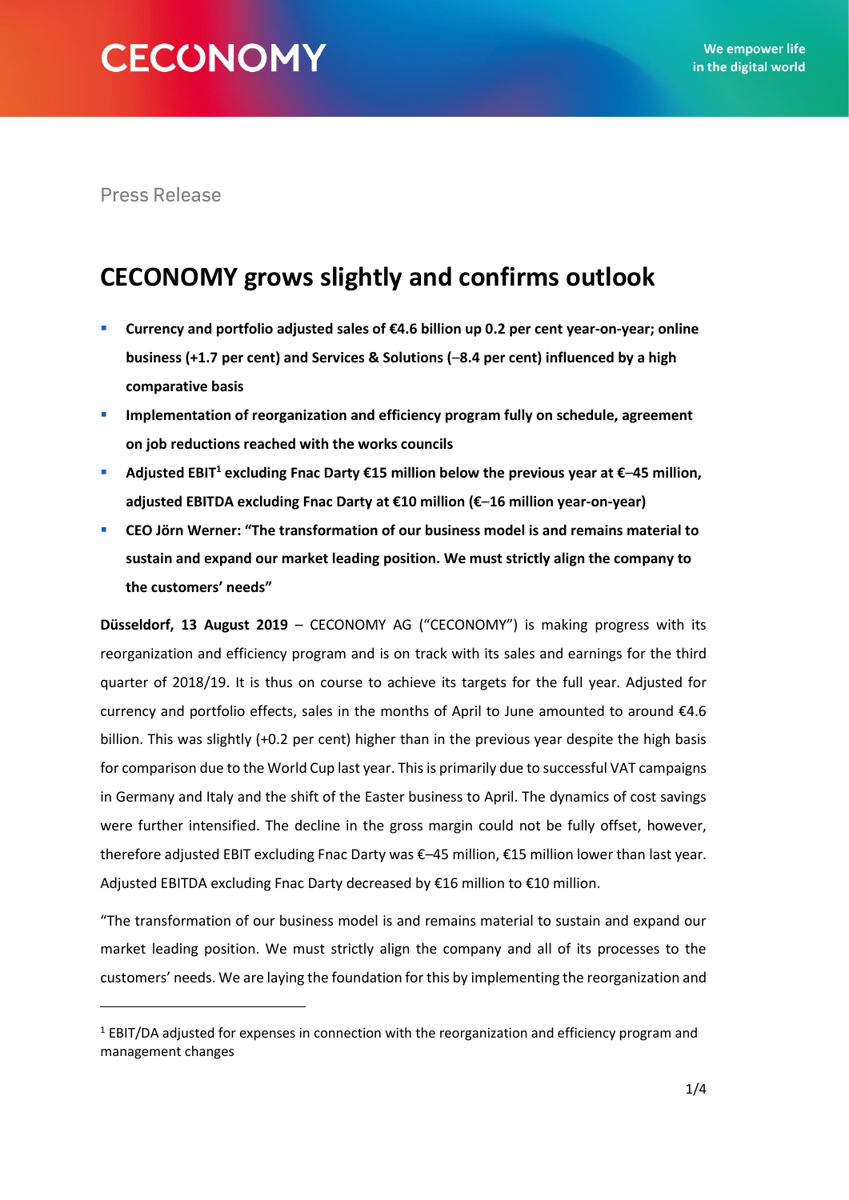CECONOMY

We empower life in the digital world

Press Release

# CECONOMY grows slightly and confirms outlook

- **Currency and portfolio adjusted sales of €4.6 billion up 0.2 per cent year-on-year; online business (+1.7 per cent) and Services & Solutions (–8.4 per cent) influenced by a high comparative basis**
- **Implementation of reorganization and efficiency program fully on schedule, agreement on job reductions reached with the works councils**
- **Adjusted EBIT[1] excluding Fnac Darty €15 million below the previous year at €–45 million, adjusted EBITDA excluding Fnac Darty at €10 million (€–16 million year-on-year)**
- **CEO Jörn Werner: "The transformation of our business model is and remains material to sustain and expand our market leading position. We must strictly align the company to the customers' needs"**

**Düsseldorf, 13 August 2019** – CECONOMY AG ("CECONOMY") is making progress with its reorganization and efficiency program and is on track with its sales and earnings for the third quarter of 2018/19. It is thus on course to achieve its targets for the full year. Adjusted for currency and portfolio effects, sales in the months of April to June amounted to around €4.6 billion. This was slightly (+0.2 per cent) higher than in the previous year despite the high basis for comparison due to the World Cup last year. This is primarily due to successful VAT campaigns in Germany and Italy and the shift of the Easter business to April. The dynamics of cost savings were further intensified. The decline in the gross margin could not be fully offset, however, therefore adjusted EBIT excluding Fnac Darty was €–45 million, €15 million lower than last year. Adjusted EBITDA excluding Fnac Darty decreased by €16 million to €10 million.

"The transformation of our business model is and remains material to sustain and expand our market leading position. We must strictly align the company and all of its processes to the customers' needs. We are laying the foundation for this by implementing the reorganization and

---

[1] EBIT/DA adjusted for expenses in connection with the reorganization and efficiency program and management changes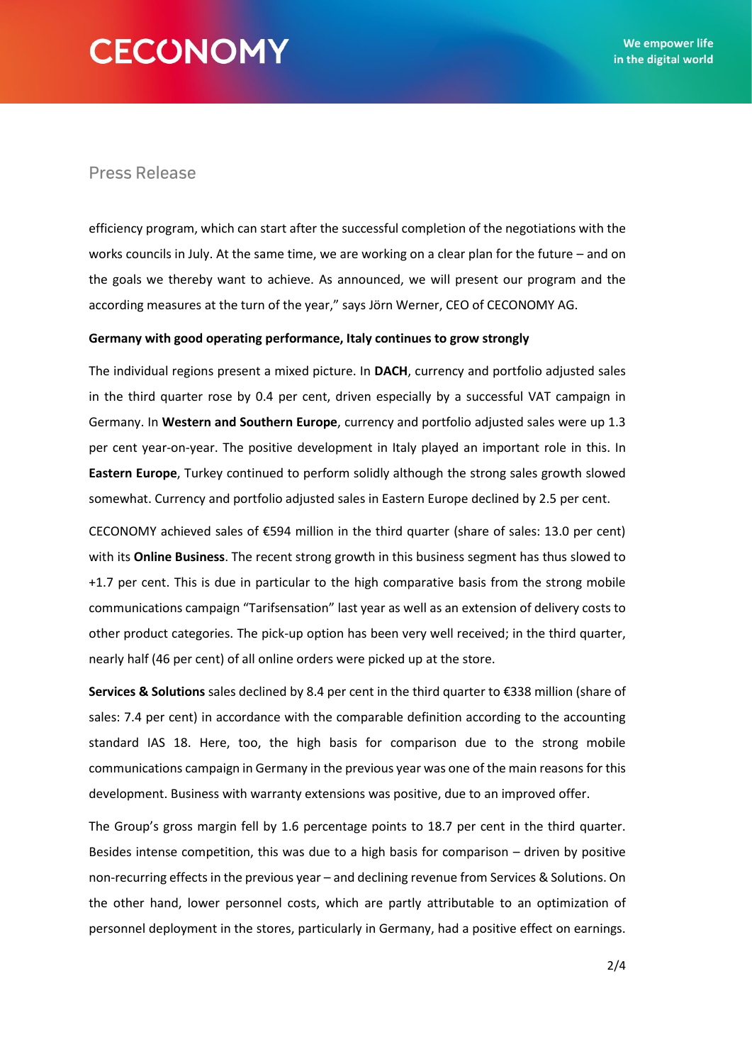efficiency program, which can start after the successful completion of the negotiations with the works councils in July. At the same time, we are working on a clear plan for the future – and on the goals we thereby want to achieve. As announced, we will present our program and the according measures at the turn of the year," says Jörn Werner, CEO of CECONOMY AG.

**Germany with good operating performance, Italy continues to grow strongly**

The individual regions present a mixed picture. In **DACH**, currency and portfolio adjusted sales in the third quarter rose by 0.4 per cent, driven especially by a successful VAT campaign in Germany. In **Western and Southern Europe**, currency and portfolio adjusted sales were up 1.3 per cent year-on-year. The positive development in Italy played an important role in this. In **Eastern Europe**, Turkey continued to perform solidly although the strong sales growth slowed somewhat. Currency and portfolio adjusted sales in Eastern Europe declined by 2.5 per cent.

CECONOMY achieved sales of €594 million in the third quarter (share of sales: 13.0 per cent) with its **Online Business**. The recent strong growth in this business segment has thus slowed to +1.7 per cent. This is due in particular to the high comparative basis from the strong mobile communications campaign "Tarifsensation" last year as well as an extension of delivery costs to other product categories. The pick-up option has been very well received; in the third quarter, nearly half (46 per cent) of all online orders were picked up at the store.

**Services & Solutions** sales declined by 8.4 per cent in the third quarter to €338 million (share of sales: 7.4 per cent) in accordance with the comparable definition according to the accounting standard IAS 18. Here, too, the high basis for comparison due to the strong mobile communications campaign in Germany in the previous year was one of the main reasons for this development. Business with warranty extensions was positive, due to an improved offer.

The Group's gross margin fell by 1.6 percentage points to 18.7 per cent in the third quarter. Besides intense competition, this was due to a high basis for comparison – driven by positive non-recurring effects in the previous year – and declining revenue from Services & Solutions. On the other hand, lower personnel costs, which are partly attributable to an optimization of personnel deployment in the stores, particularly in Germany, had a positive effect on earnings.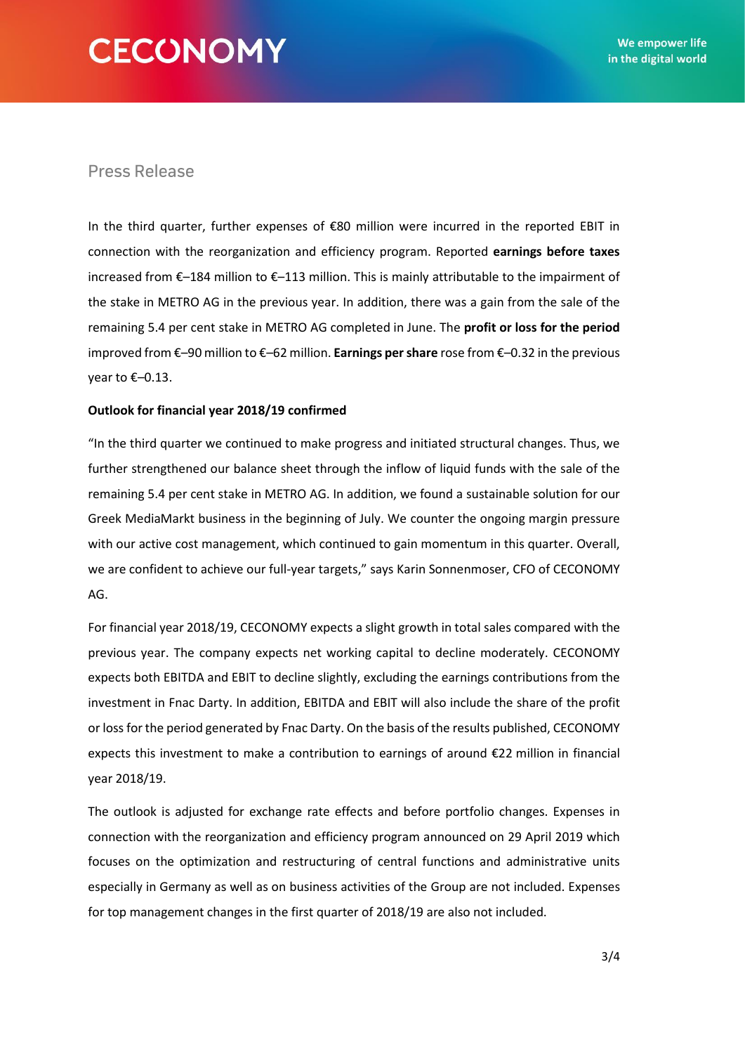Press Release

In the third quarter, further expenses of €80 million were incurred in the reported EBIT in connection with the reorganization and efficiency program. Reported **earnings before taxes** increased from €–184 million to €–113 million. This is mainly attributable to the impairment of the stake in METRO AG in the previous year. In addition, there was a gain from the sale of the remaining 5.4 per cent stake in METRO AG completed in June. The **profit or loss for the period** improved from €–90 million to €–62 million. **Earnings per share** rose from €–0.32 in the previous year to €–0.13.

**Outlook for financial year 2018/19 confirmed**

"In the third quarter we continued to make progress and initiated structural changes. Thus, we further strengthened our balance sheet through the inflow of liquid funds with the sale of the remaining 5.4 per cent stake in METRO AG. In addition, we found a sustainable solution for our Greek MediaMarkt business in the beginning of July. We counter the ongoing margin pressure with our active cost management, which continued to gain momentum in this quarter. Overall, we are confident to achieve our full-year targets," says Karin Sonnenmoser, CFO of CECONOMY AG.

For financial year 2018/19, CECONOMY expects a slight growth in total sales compared with the previous year. The company expects net working capital to decline moderately. CECONOMY expects both EBITDA and EBIT to decline slightly, excluding the earnings contributions from the investment in Fnac Darty. In addition, EBITDA and EBIT will also include the share of the profit or loss for the period generated by Fnac Darty. On the basis of the results published, CECONOMY expects this investment to make a contribution to earnings of around €22 million in financial year 2018/19.

The outlook is adjusted for exchange rate effects and before portfolio changes. Expenses in connection with the reorganization and efficiency program announced on 29 April 2019 which focuses on the optimization and restructuring of central functions and administrative units especially in Germany as well as on business activities of the Group are not included. Expenses for top management changes in the first quarter of 2018/19 are also not included.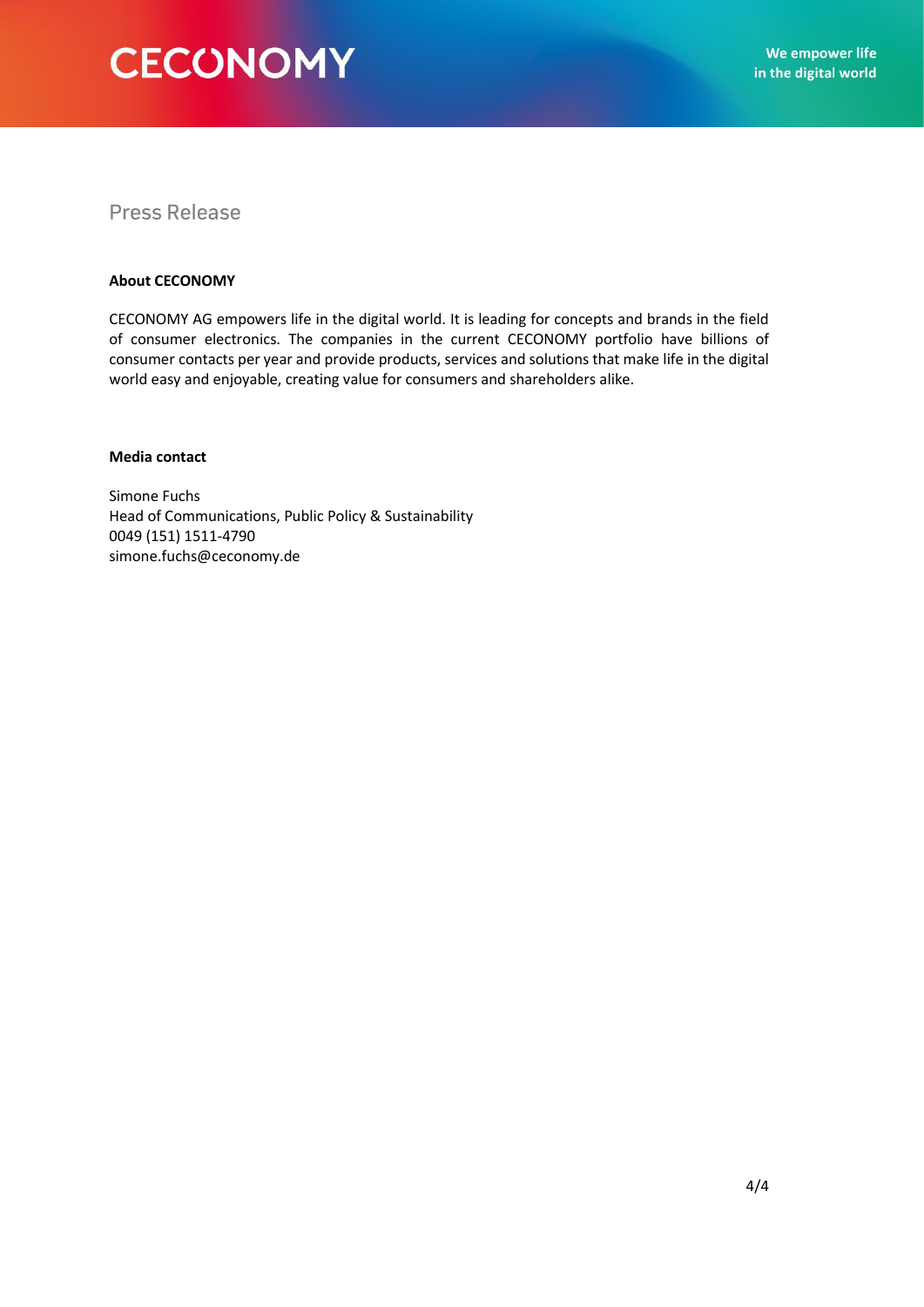Press Release

**About CECONOMY**

CECONOMY AG empowers life in the digital world. It is leading for concepts and brands in the field of consumer electronics. The companies in the current CECONOMY portfolio have billions of consumer contacts per year and provide products, services and solutions that make life in the digital world easy and enjoyable, creating value for consumers and shareholders alike.

**Media contact**

Simone Fuchs
Head of Communications, Public Policy & Sustainability
0049 (151) 1511-4790
simone.fuchs@ceconomy.de